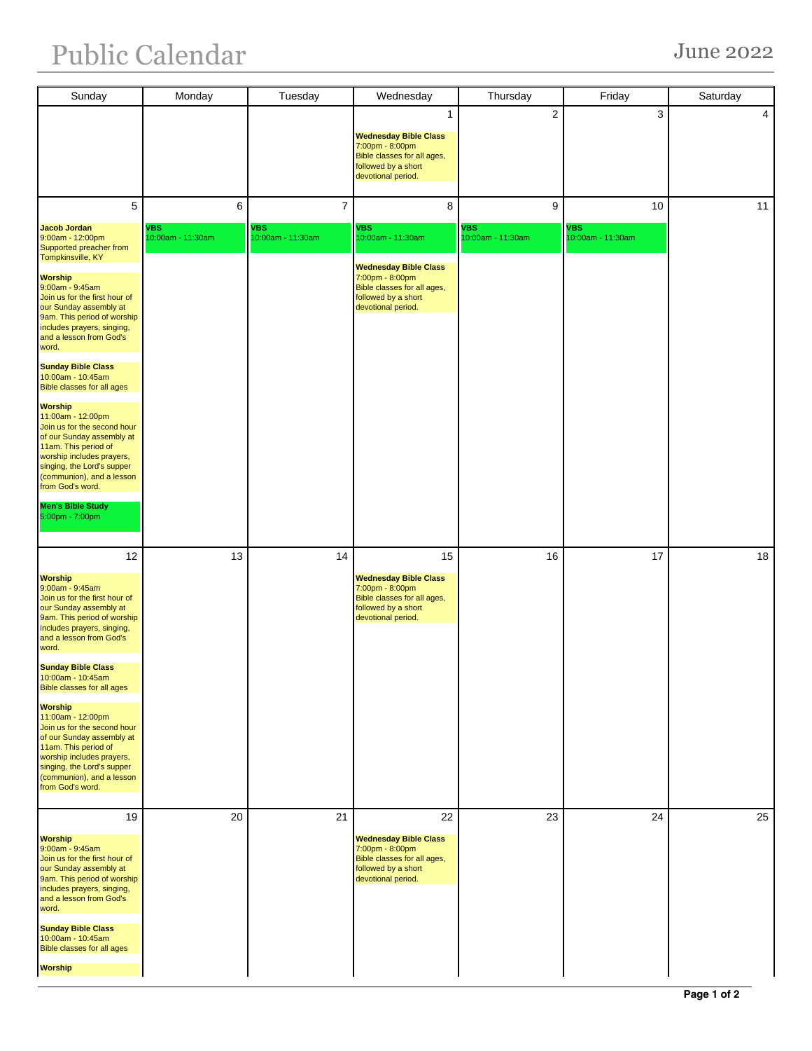# Public Calendar

## June 2022

| Sunday | Monday | Tuesday | Wednesday | Thursday | Friday | Saturday |
|---|---|---|---|---|---|---|
| | | | 1<br><br>**Wednesday Bible Class**<br>7:00pm - 8:00pm<br>Bible classes for all ages, followed by a short devotional period. | 2 | 3 | 4 |
| 5<br><br>**Jacob Jordan**<br>9:00am - 12:00pm<br>Supported preacher from Tompkinsville, KY<br><br>**Worship**<br>9:00am - 9:45am<br>Join us for the first hour of our Sunday assembly at 9am. This period of worship includes prayers, singing, and a lesson from God's word.<br><br>**Sunday Bible Class**<br>10:00am - 10:45am<br>Bible classes for all ages<br><br>**Worship**<br>11:00am - 12:00pm<br>Join us for the second hour of our Sunday assembly at 11am. This period of worship includes prayers, singing, the Lord's supper (communion), and a lesson from God's word.<br><br>**Men's Bible Study**<br>5:00pm - 7:00pm | 6<br><br>**VBS**<br>10:00am - 11:30am | 7<br><br>**VBS**<br>10:00am - 11:30am | 8<br><br>**VBS**<br>10:00am - 11:30am<br><br>**Wednesday Bible Class**<br>7:00pm - 8:00pm<br>Bible classes for all ages, followed by a short devotional period. | 9<br><br>**VBS**<br>10:00am - 11:30am | 10<br><br>**VBS**<br>10:00am - 11:30am | 11 |
| 12<br><br>**Worship**<br>9:00am - 9:45am<br>Join us for the first hour of our Sunday assembly at 9am. This period of worship includes prayers, singing, and a lesson from God's word.<br><br>**Sunday Bible Class**<br>10:00am - 10:45am<br>Bible classes for all ages<br><br>**Worship**<br>11:00am - 12:00pm<br>Join us for the second hour of our Sunday assembly at 11am. This period of worship includes prayers, singing, the Lord's supper (communion), and a lesson from God's word. | 13 | 14 | 15<br><br>**Wednesday Bible Class**<br>7:00pm - 8:00pm<br>Bible classes for all ages, followed by a short devotional period. | 16 | 17 | 18 |
| 19<br><br>**Worship**<br>9:00am - 9:45am<br>Join us for the first hour of our Sunday assembly at 9am. This period of worship includes prayers, singing, and a lesson from God's word.<br><br>**Sunday Bible Class**<br>10:00am - 10:45am<br>Bible classes for all ages<br><br>**Worship** | 20 | 21 | 22<br><br>**Wednesday Bible Class**<br>7:00pm - 8:00pm<br>Bible classes for all ages, followed by a short devotional period. | 23 | 24 | 25 |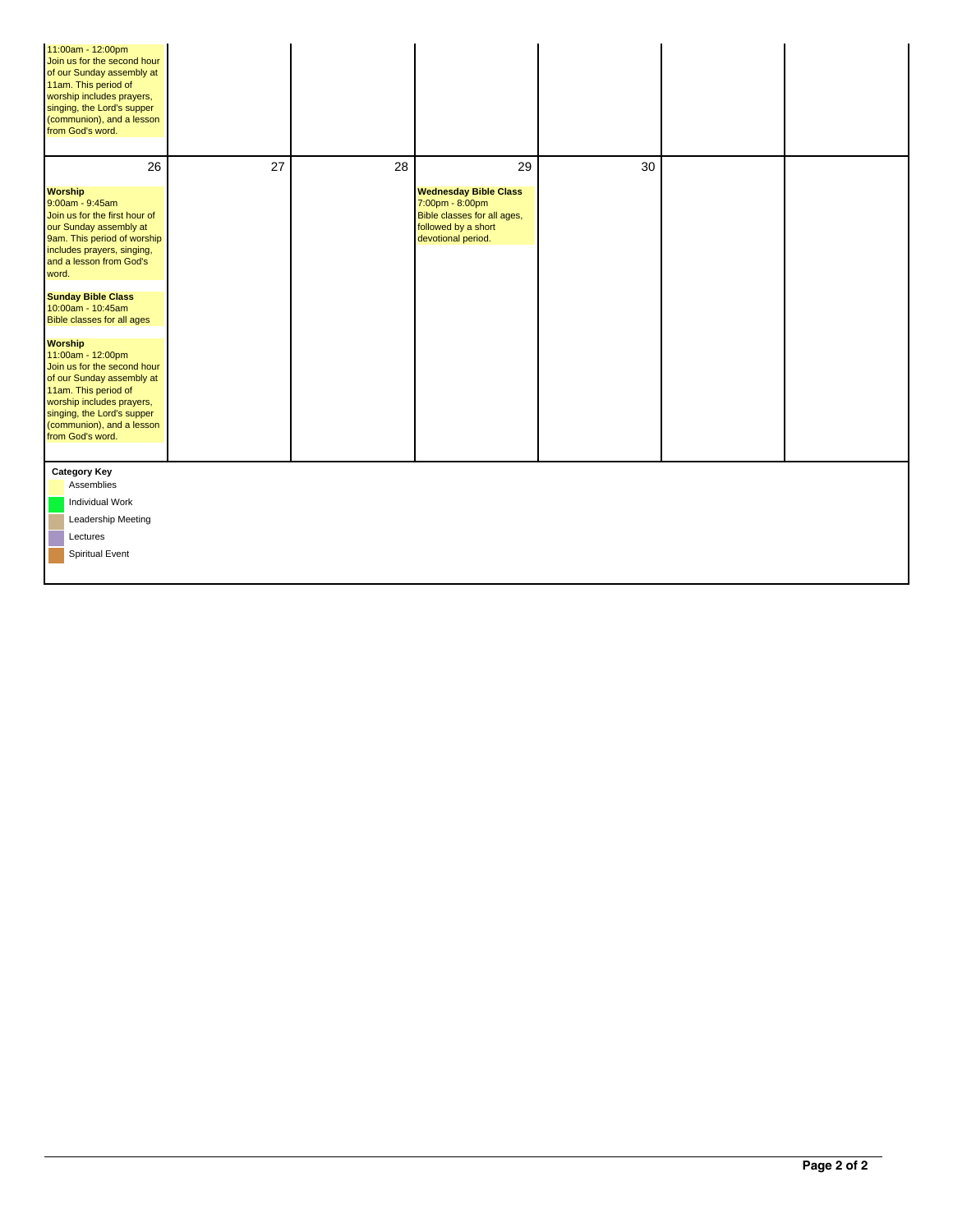| | | | | | | |
|---|---|---|---|---|---|---|
| 11:00am - 12:00pm<br>Join us for the second hour of our Sunday assembly at 11am. This period of worship includes prayers, singing, the Lord's supper (communion), and a lesson from God's word. | | | | | | |
| 26<br><br>**Worship**<br>9:00am - 9:45am<br>Join us for the first hour of our Sunday assembly at 9am. This period of worship includes prayers, singing, and a lesson from God's word.<br><br>**Sunday Bible Class**<br>10:00am - 10:45am<br>Bible classes for all ages<br><br>**Worship**<br>11:00am - 12:00pm<br>Join us for the second hour of our Sunday assembly at 11am. This period of worship includes prayers, singing, the Lord's supper (communion), and a lesson from God's word. | 27 | 28 | 29<br><br>**Wednesday Bible Class**<br>7:00pm - 8:00pm<br>Bible classes for all ages, followed by a short devotional period. | 30 | | |

**Category Key**

- Assemblies
- Individual Work
- Leadership Meeting
- Lectures
- Spiritual Event